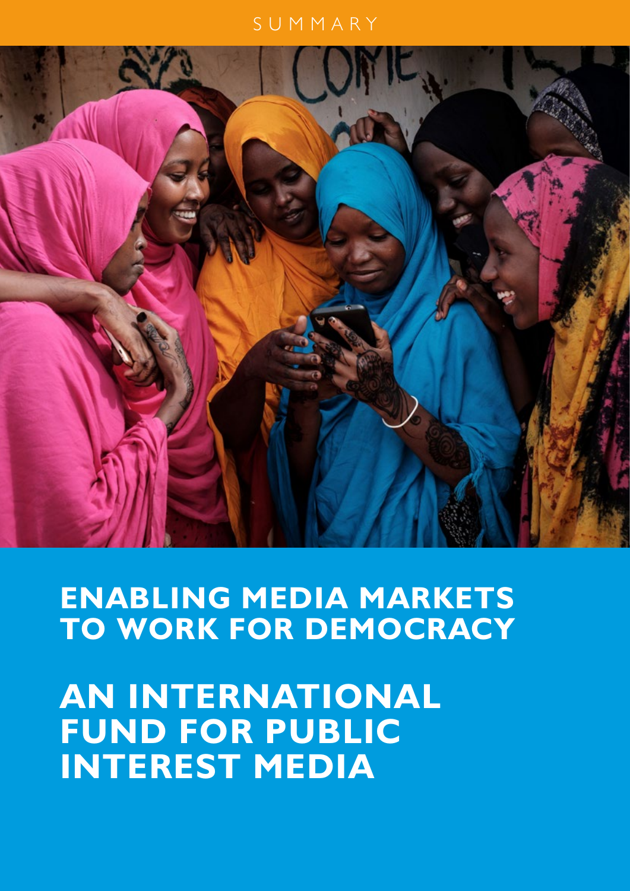SUMMARY

# ENABLING MEDIA MARKETS TO WORK FOR DEMOCRACY

# AN INTERNATIONAL FUND FOR PUBLIC INTEREST MEDIA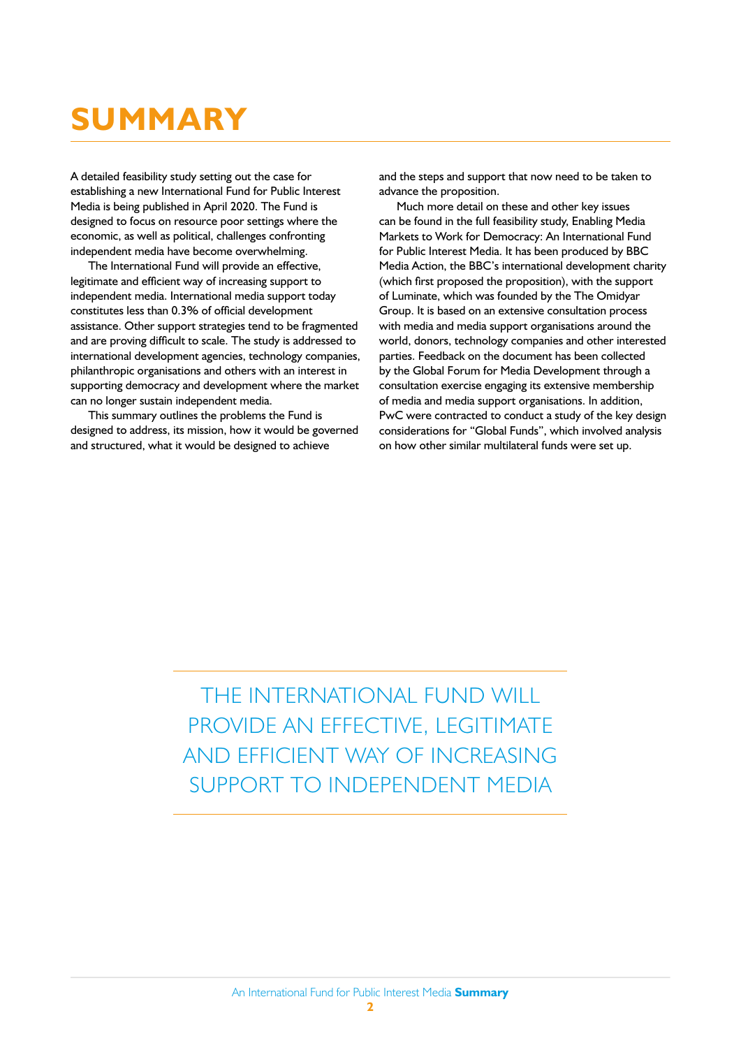# SUMMARY

A detailed feasibility study setting out the case for establishing a new International Fund for Public Interest Media is being published in April 2020. The Fund is designed to focus on resource poor settings where the economic, as well as political, challenges confronting independent media have become overwhelming.

The International Fund will provide an effective, legitimate and efficient way of increasing support to independent media. International media support today constitutes less than 0.3% of official development assistance. Other support strategies tend to be fragmented and are proving difficult to scale. The study is addressed to international development agencies, technology companies, philanthropic organisations and others with an interest in supporting democracy and development where the market can no longer sustain independent media.

This summary outlines the problems the Fund is designed to address, its mission, how it would be governed and structured, what it would be designed to achieve and the steps and support that now need to be taken to advance the proposition.

Much more detail on these and other key issues can be found in the full feasibility study, Enabling Media Markets to Work for Democracy: An International Fund for Public Interest Media. It has been produced by BBC Media Action, the BBC's international development charity (which first proposed the proposition), with the support of Luminate, which was founded by the The Omidyar Group. It is based on an extensive consultation process with media and media support organisations around the world, donors, technology companies and other interested parties. Feedback on the document has been collected by the Global Forum for Media Development through a consultation exercise engaging its extensive membership of media and media support organisations. In addition, PwC were contracted to conduct a study of the key design considerations for "Global Funds", which involved analysis on how other similar multilateral funds were set up.

> THE INTERNATIONAL FUND WILL PROVIDE AN EFFECTIVE, LEGITIMATE AND EFFICIENT WAY OF INCREASING SUPPORT TO INDEPENDENT MEDIA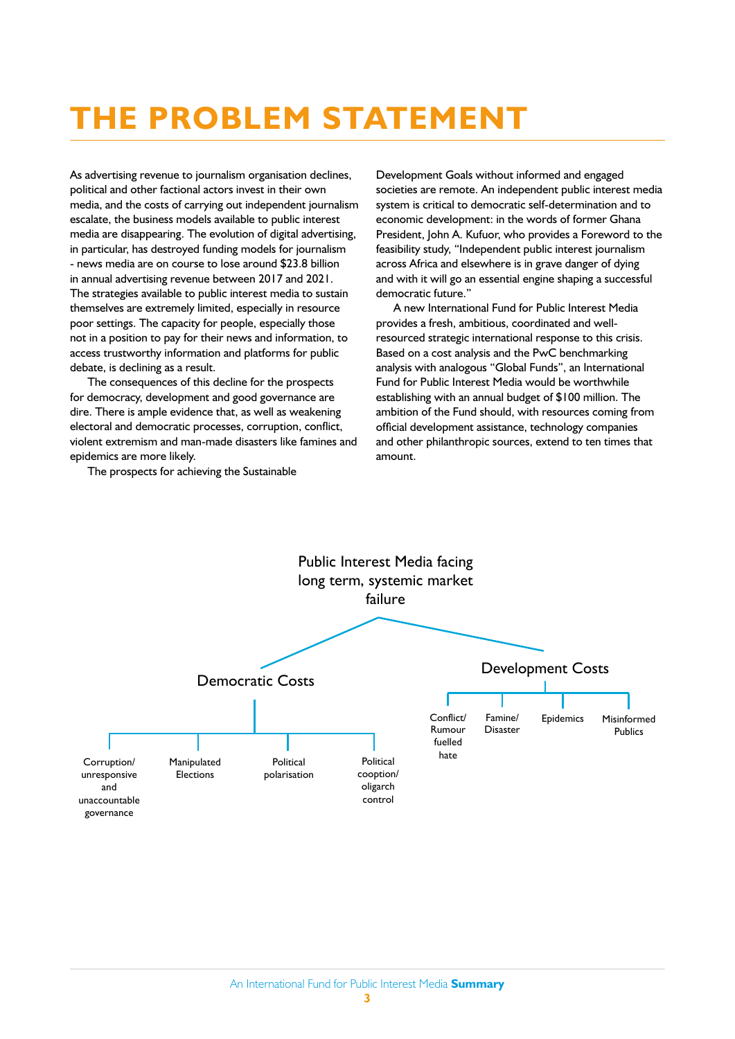# THE PROBLEM STATEMENT

As advertising revenue to journalism organisation declines, political and other factional actors invest in their own media, and the costs of carrying out independent journalism escalate, the business models available to public interest media are disappearing. The evolution of digital advertising, in particular, has destroyed funding models for journalism - news media are on course to lose around $23.8 billion in annual advertising revenue between 2017 and 2021. The strategies available to public interest media to sustain themselves are extremely limited, especially in resource poor settings. The capacity for people, especially those not in a position to pay for their news and information, to access trustworthy information and platforms for public debate, is declining as a result.

The consequences of this decline for the prospects for democracy, development and good governance are dire. There is ample evidence that, as well as weakening electoral and democratic processes, corruption, conflict, violent extremism and man-made disasters like famines and epidemics are more likely.

The prospects for achieving the Sustainable Development Goals without informed and engaged societies are remote. An independent public interest media system is critical to democratic self-determination and to economic development: in the words of former Ghana President, John A. Kufuor, who provides a Foreword to the feasibility study, "Independent public interest journalism across Africa and elsewhere is in grave danger of dying and with it will go an essential engine shaping a successful democratic future."

A new International Fund for Public Interest Media provides a fresh, ambitious, coordinated and well-resourced strategic international response to this crisis. Based on a cost analysis and the PwC benchmarking analysis with analogous "Global Funds", an International Fund for Public Interest Media would be worthwhile establishing with an annual budget of $100 million. The ambition of the Fund should, with resources coming from official development assistance, technology companies and other philanthropic sources, extend to ten times that amount.

Public Interest Media facing long term, systemic market failure

- Democratic Costs
  - Corruption/ unresponsive and unaccountable governance
  - Manipulated Elections
  - Political polarisation
  - Political cooption/ oligarch control
- Development Costs
  - Conflict/ Rumour fuelled hate
  - Famine/ Disaster
  - Epidemics
  - Misinformed Publics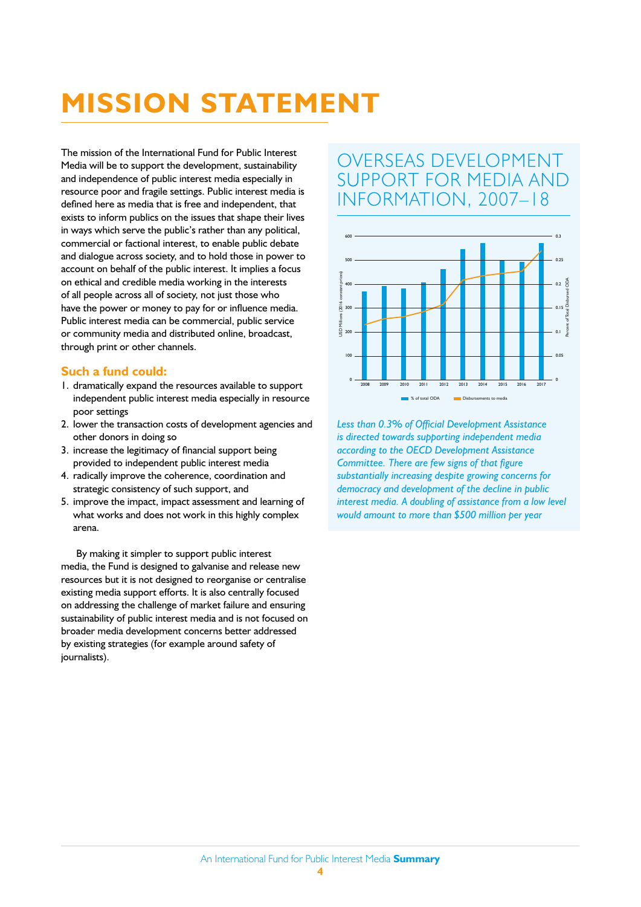# MISSION STATEMENT

The mission of the International Fund for Public Interest Media will be to support the development, sustainability and independence of public interest media especially in resource poor and fragile settings. Public interest media is defined here as media that is free and independent, that exists to inform publics on the issues that shape their lives in ways which serve the public's rather than any political, commercial or factional interest, to enable public debate and dialogue across society, and to hold those in power to account on behalf of the public interest. It implies a focus on ethical and credible media working in the interests of all people across all of society, not just those who have the power or money to pay for or influence media. Public interest media can be commercial, public service or community media and distributed online, broadcast, through print or other channels.

### Such a fund could:

1. dramatically expand the resources available to support independent public interest media especially in resource poor settings
2. lower the transaction costs of development agencies and other donors in doing so
3. increase the legitimacy of financial support being provided to independent public interest media
4. radically improve the coherence, coordination and strategic consistency of such support, and
5. improve the impact, impact assessment and learning of what works and does not work in this highly complex arena.

By making it simpler to support public interest media, the Fund is designed to galvanise and release new resources but it is not designed to reorganise or centralise existing media support efforts. It is also centrally focused on addressing the challenge of market failure and ensuring sustainability of public interest media and is not focused on broader media development concerns better addressed by existing strategies (for example around safety of journalists).

## OVERSEAS DEVELOPMENT SUPPORT FOR MEDIA AND INFORMATION, 2007–18

*Less than 0.3% of Official Development Assistance is directed towards supporting independent media according to the OECD Development Assistance Committee. There are few signs of that figure substantially increasing despite growing concerns for democracy and development of the decline in public interest media. A doubling of assistance from a low level would amount to more than $500 million per year*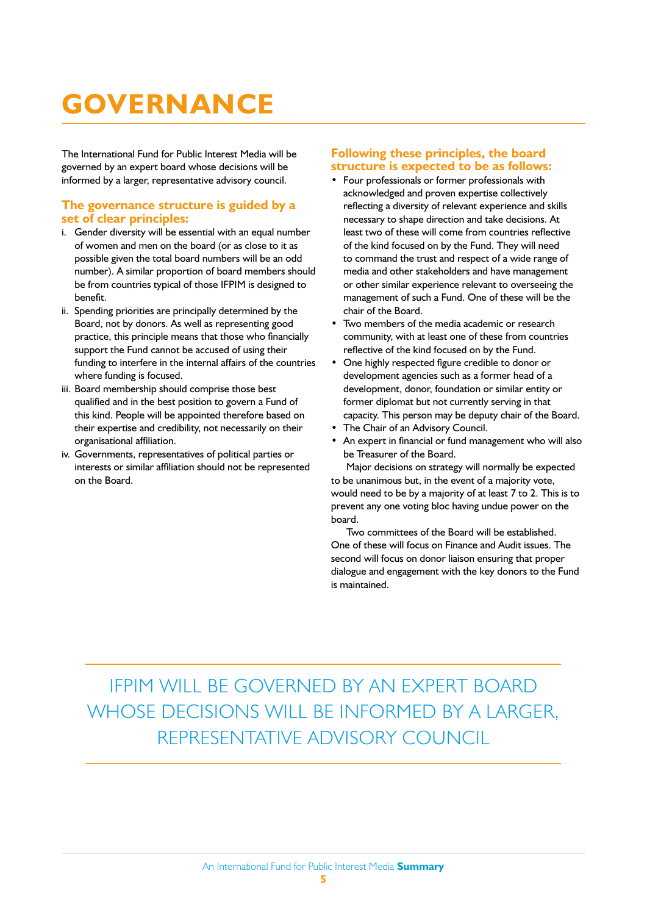# GOVERNANCE

The International Fund for Public Interest Media will be governed by an expert board whose decisions will be informed by a larger, representative advisory council.

### The governance structure is guided by a set of clear principles:

i. Gender diversity will be essential with an equal number of women and men on the board (or as close to it as possible given the total board numbers will be an odd number). A similar proportion of board members should be from countries typical of those IFPIM is designed to benefit.

ii. Spending priorities are principally determined by the Board, not by donors. As well as representing good practice, this principle means that those who financially support the Fund cannot be accused of using their funding to interfere in the internal affairs of the countries where funding is focused.

iii. Board membership should comprise those best qualified and in the best position to govern a Fund of this kind. People will be appointed therefore based on their expertise and credibility, not necessarily on their organisational affiliation.

iv. Governments, representatives of political parties or interests or similar affiliation should not be represented on the Board.

### Following these principles, the board structure is expected to be as follows:

- Four professionals or former professionals with acknowledged and proven expertise collectively reflecting a diversity of relevant experience and skills necessary to shape direction and take decisions. At least two of these will come from countries reflective of the kind focused on by the Fund. They will need to command the trust and respect of a wide range of media and other stakeholders and have management or other similar experience relevant to overseeing the management of such a Fund. One of these will be the chair of the Board.
- Two members of the media academic or research community, with at least one of these from countries reflective of the kind focused on by the Fund.
- One highly respected figure credible to donor or development agencies such as a former head of a development, donor, foundation or similar entity or former diplomat but not currently serving in that capacity. This person may be deputy chair of the Board.
- The Chair of an Advisory Council.
- An expert in financial or fund management who will also be Treasurer of the Board.

Major decisions on strategy will normally be expected to be unanimous but, in the event of a majority vote, would need to be by a majority of at least 7 to 2. This is to prevent any one voting bloc having undue power on the board.

Two committees of the Board will be established. One of these will focus on Finance and Audit issues. The second will focus on donor liaison ensuring that proper dialogue and engagement with the key donors to the Fund is maintained.

IFPIM WILL BE GOVERNED BY AN EXPERT BOARD WHOSE DECISIONS WILL BE INFORMED BY A LARGER, REPRESENTATIVE ADVISORY COUNCIL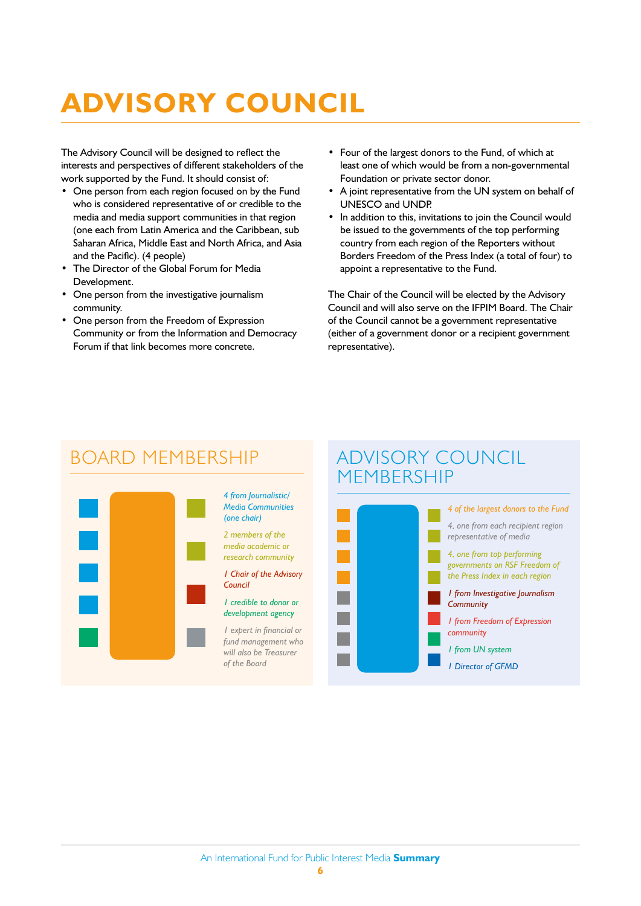# ADVISORY COUNCIL

The Advisory Council will be designed to reflect the interests and perspectives of different stakeholders of the work supported by the Fund. It should consist of:

- One person from each region focused on by the Fund who is considered representative of or credible to the media and media support communities in that region (one each from Latin America and the Caribbean, sub Saharan Africa, Middle East and North Africa, and Asia and the Pacific). (4 people)
- The Director of the Global Forum for Media Development.
- One person from the investigative journalism community.
- One person from the Freedom of Expression Community or from the Information and Democracy Forum if that link becomes more concrete.
- Four of the largest donors to the Fund, of which at least one of which would be from a non-governmental Foundation or private sector donor.
- A joint representative from the UN system on behalf of UNESCO and UNDP.
- In addition to this, invitations to join the Council would be issued to the governments of the top performing country from each region of the Reporters without Borders Freedom of the Press Index (a total of four) to appoint a representative to the Fund.

The Chair of the Council will be elected by the Advisory Council and will also serve on the IFPIM Board. The Chair of the Council cannot be a government representative (either of a government donor or a recipient government representative).

## BOARD MEMBERSHIP

- *4 from Journalistic/ Media Communities (one chair)*
- *2 members of the media academic or research community*
- *1 Chair of the Advisory Council*
- *1 credible to donor or development agency*
- *1 expert in financial or fund management who will also be Treasurer of the Board*

## ADVISORY COUNCIL MEMBERSHIP

- *4 of the largest donors to the Fund*
- *4, one from each recipient region representative of media*
- *4, one from top performing governments on RSF Freedom of the Press Index in each region*
- *1 from Investigative Journalism Community*
- *1 from Freedom of Expression community*
- *1 from UN system*
- *1 Director of GFMD*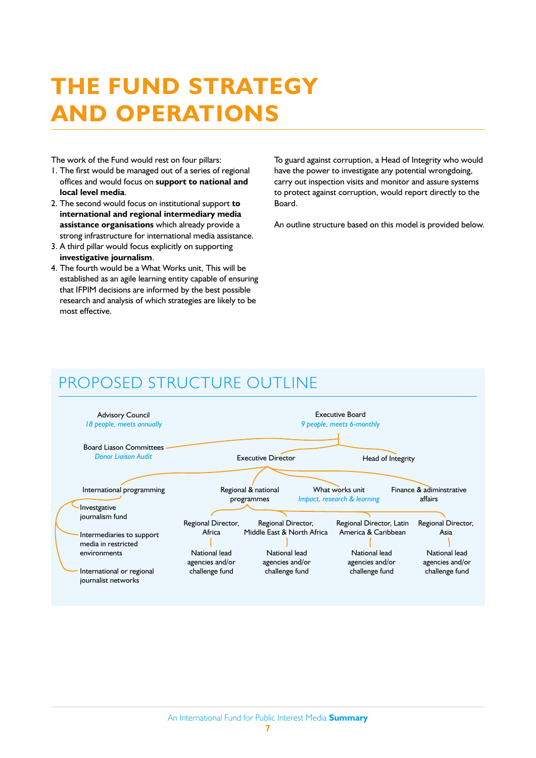# THE FUND STRATEGY AND OPERATIONS

The work of the Fund would rest on four pillars:

1. The first would be managed out of a series of regional offices and would focus on **support to national and local level media**.
2. The second would focus on institutional support **to international and regional intermediary media assistance organisations** which already provide a strong infrastructure for international media assistance.
3. A third pillar would focus explicitly on supporting **investigative journalism**.
4. The fourth would be a What Works unit, This will be established as an agile learning entity capable of ensuring that IFPIM decisions are informed by the best possible research and analysis of which strategies are likely to be most effective.

To guard against corruption, a Head of Integrity who would have the power to investigate any potential wrongdoing, carry out inspection visits and monitor and assure systems to protect against corruption, would report directly to the Board.

An outline structure based on this model is provided below.

## PROPOSED STRUCTURE OUTLINE

- Advisory Council — *18 people, meets annually*
- Executive Board — *9 people, meets 6-monthly*
  - Board Liason Committees — *Donor Liaison Audit*
  - Head of Integrity
  - Executive Director
    - International programming
      - Investgative journalism fund
      - Intermediaries to support media in restricted environments
      - International or regional journalist networks
    - Regional & national programmes
      - Regional Director, Africa
        - National lead agencies and/or challenge fund
      - Regional Director, Middle East & North Africa
        - National lead agencies and/or challenge fund
      - Regional Director, Latin America & Caribbean
        - National lead agencies and/or challenge fund
      - Regional Director, Asia
        - National lead agencies and/or challenge fund
    - What works unit — *Impact, research & learning*
    - Finance & adiminstrative affairs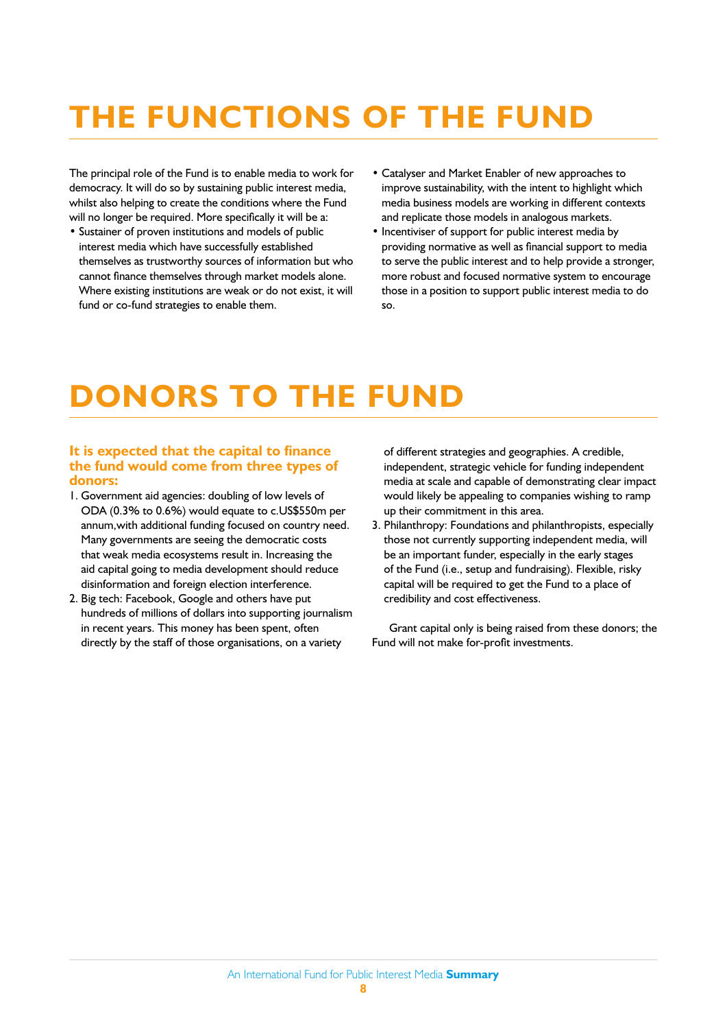# THE FUNCTIONS OF THE FUND

The principal role of the Fund is to enable media to work for democracy. It will do so by sustaining public interest media, whilst also helping to create the conditions where the Fund will no longer be required. More specifically it will be a:

- Sustainer of proven institutions and models of public interest media which have successfully established themselves as trustworthy sources of information but who cannot finance themselves through market models alone. Where existing institutions are weak or do not exist, it will fund or co-fund strategies to enable them.
- Catalyser and Market Enabler of new approaches to improve sustainability, with the intent to highlight which media business models are working in different contexts and replicate those models in analogous markets.
- Incentiviser of support for public interest media by providing normative as well as financial support to media to serve the public interest and to help provide a stronger, more robust and focused normative system to encourage those in a position to support public interest media to do so.

# DONORS TO THE FUND

### It is expected that the capital to finance the fund would come from three types of donors:

1. Government aid agencies: doubling of low levels of ODA (0.3% to 0.6%) would equate to c.US$550m per annum,with additional funding focused on country need. Many governments are seeing the democratic costs that weak media ecosystems result in. Increasing the aid capital going to media development should reduce disinformation and foreign election interference.
2. Big tech: Facebook, Google and others have put hundreds of millions of dollars into supporting journalism in recent years. This money has been spent, often directly by the staff of those organisations, on a variety of different strategies and geographies. A credible, independent, strategic vehicle for funding independent media at scale and capable of demonstrating clear impact would likely be appealing to companies wishing to ramp up their commitment in this area.
3. Philanthropy: Foundations and philanthropists, especially those not currently supporting independent media, will be an important funder, especially in the early stages of the Fund (i.e., setup and fundraising). Flexible, risky capital will be required to get the Fund to a place of credibility and cost effectiveness.

Grant capital only is being raised from these donors; the Fund will not make for-profit investments.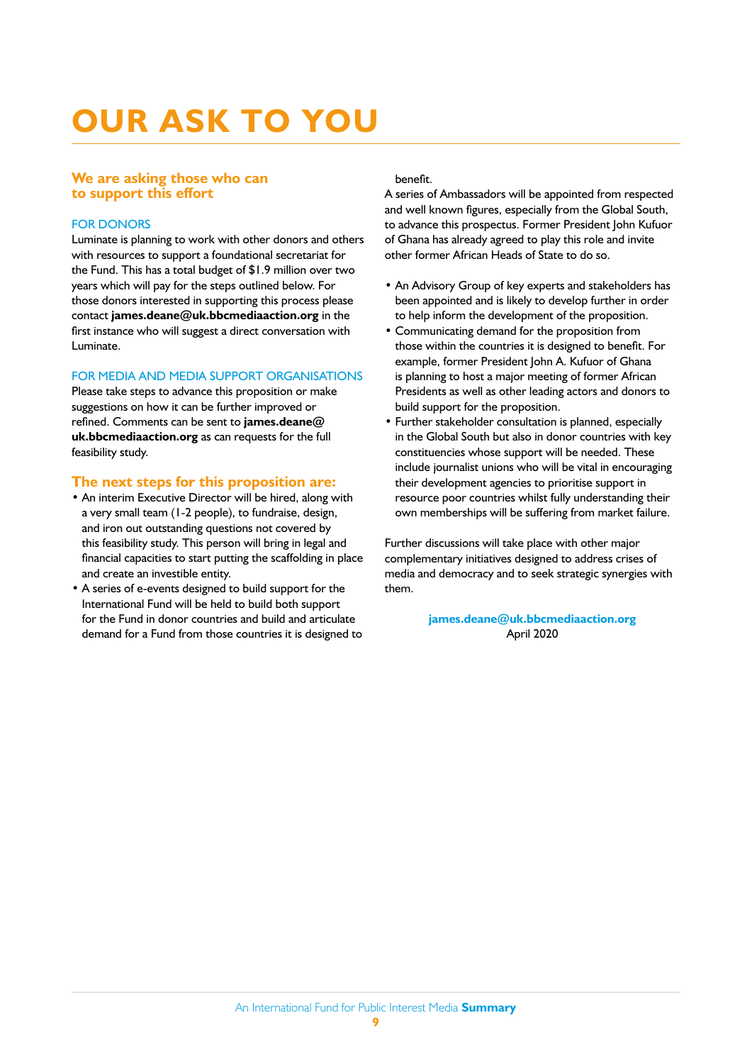# OUR ASK TO YOU

## We are asking those who can to support this effort

### FOR DONORS

Luminate is planning to work with other donors and others with resources to support a foundational secretariat for the Fund. This has a total budget of $1.9 million over two years which will pay for the steps outlined below. For those donors interested in supporting this process please contact **james.deane@uk.bbcmediaaction.org** in the first instance who will suggest a direct conversation with Luminate.

### FOR MEDIA AND MEDIA SUPPORT ORGANISATIONS

Please take steps to advance this proposition or make suggestions on how it can be further improved or refined. Comments can be sent to **james.deane@uk.bbcmediaaction.org** as can requests for the full feasibility study.

## The next steps for this proposition are:

- An interim Executive Director will be hired, along with a very small team (1-2 people), to fundraise, design, and iron out outstanding questions not covered by this feasibility study. This person will bring in legal and financial capacities to start putting the scaffolding in place and create an investible entity.
- A series of e-events designed to build support for the International Fund will be held to build both support for the Fund in donor countries and build and articulate demand for a Fund from those countries it is designed to benefit.

A series of Ambassadors will be appointed from respected and well known figures, especially from the Global South, to advance this prospectus. Former President John Kufuor of Ghana has already agreed to play this role and invite other former African Heads of State to do so.

- An Advisory Group of key experts and stakeholders has been appointed and is likely to develop further in order to help inform the development of the proposition.
- Communicating demand for the proposition from those within the countries it is designed to benefit. For example, former President John A. Kufuor of Ghana is planning to host a major meeting of former African Presidents as well as other leading actors and donors to build support for the proposition.
- Further stakeholder consultation is planned, especially in the Global South but also in donor countries with key constituencies whose support will be needed. These include journalist unions who will be vital in encouraging their development agencies to prioritise support in resource poor countries whilst fully understanding their own memberships will be suffering from market failure.

Further discussions will take place with other major complementary initiatives designed to address crises of media and democracy and to seek strategic synergies with them.

**james.deane@uk.bbcmediaaction.org**
April 2020